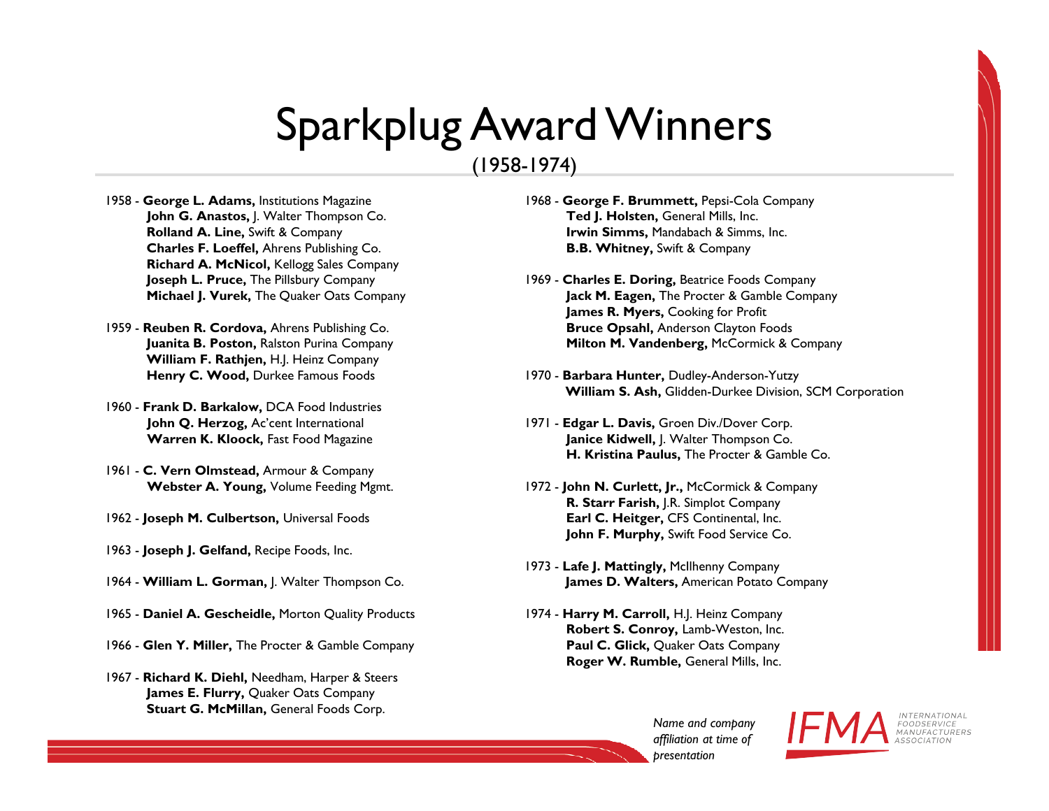# Sparkplug Award Winners

(1958-1974)

1958 - **George L. Adams,** Institutions Magazine
**John G. Anastos,** J. Walter Thompson Co.
**Rolland A. Line,** Swift & Company
**Charles F. Loeffel,** Ahrens Publishing Co.
**Richard A. McNicol,** Kellogg Sales Company
**Joseph L. Pruce,** The Pillsbury Company
**Michael J. Vurek,** The Quaker Oats Company

1959 - **Reuben R. Cordova,** Ahrens Publishing Co.
**Juanita B. Poston,** Ralston Purina Company
**William F. Rathjen,** H.J. Heinz Company
**Henry C. Wood,** Durkee Famous Foods

1960 - **Frank D. Barkalow,** DCA Food Industries
**John Q. Herzog,** Ac'cent International
**Warren K. Kloock,** Fast Food Magazine

1961 - **C. Vern Olmstead,** Armour & Company
**Webster A. Young,** Volume Feeding Mgmt.

1962 - **Joseph M. Culbertson,** Universal Foods

1963 - **Joseph J. Gelfand,** Recipe Foods, Inc.

1964 - **William L. Gorman,** J. Walter Thompson Co.

1965 - **Daniel A. Gescheidle,** Morton Quality Products

1966 - **Glen Y. Miller,** The Procter & Gamble Company

1967 - **Richard K. Diehl,** Needham, Harper & Steers
**James E. Flurry,** Quaker Oats Company
**Stuart G. McMillan,** General Foods Corp.

1968 - **George F. Brummett,** Pepsi-Cola Company
**Ted J. Holsten,** General Mills, Inc.
**Irwin Simms,** Mandabach & Simms, Inc.
**B.B. Whitney,** Swift & Company

1969 - **Charles E. Doring,** Beatrice Foods Company
**Jack M. Eagen,** The Procter & Gamble Company
**James R. Myers,** Cooking for Profit
**Bruce Opsahl,** Anderson Clayton Foods
**Milton M. Vandenberg,** McCormick & Company

1970 - **Barbara Hunter,** Dudley-Anderson-Yutzy
**William S. Ash,** Glidden-Durkee Division, SCM Corporation

1971 - **Edgar L. Davis,** Groen Div./Dover Corp.
**Janice Kidwell,** J. Walter Thompson Co.
**H. Kristina Paulus,** The Procter & Gamble Co.

1972 - **John N. Curlett, Jr.,** McCormick & Company
**R. Starr Farish,** J.R. Simplot Company
**Earl C. Heitger,** CFS Continental, Inc.
**John F. Murphy,** Swift Food Service Co.

1973 - **Lafe J. Mattingly,** McIlhenny Company
**James D. Walters,** American Potato Company

1974 - **Harry M. Carroll,** H.J. Heinz Company
**Robert S. Conroy,** Lamb-Weston, Inc.
**Paul C. Glick,** Quaker Oats Company
**Roger W. Rumble,** General Mills, Inc.

*Name and company affiliation at time of presentation*

IFMA International Foodservice Manufacturers Association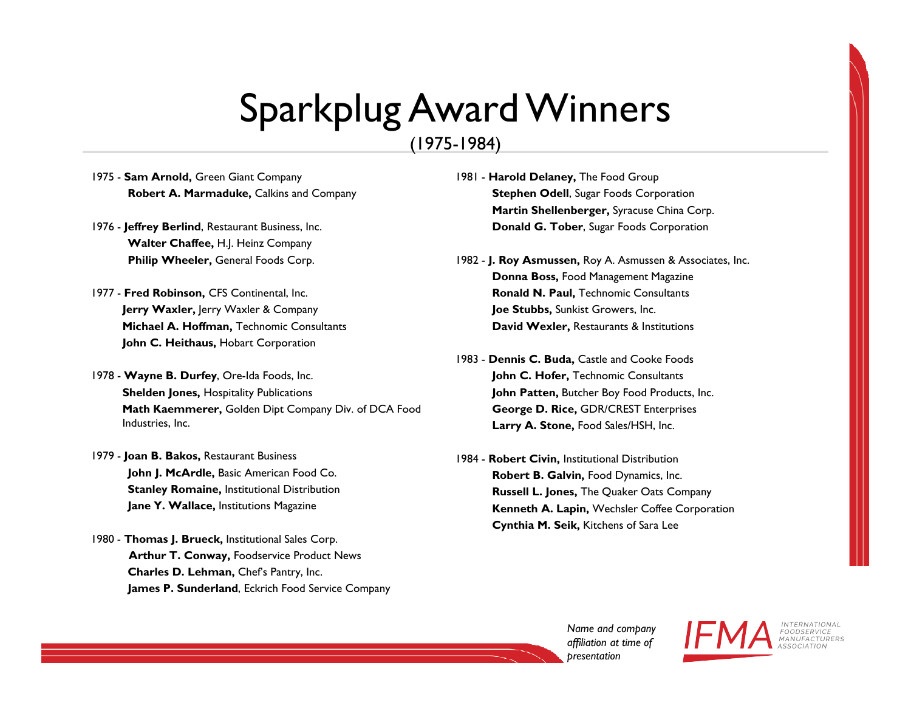# Sparkplug Award Winners

(1975-1984)

1975 - **Sam Arnold,** Green Giant Company
**Robert A. Marmaduke,** Calkins and Company

1976 - **Jeffrey Berlind**, Restaurant Business, Inc.
**Walter Chaffee,** H.J. Heinz Company
**Philip Wheeler,** General Foods Corp.

1977 - **Fred Robinson,** CFS Continental, Inc.
**Jerry Waxler,** Jerry Waxler & Company
**Michael A. Hoffman,** Technomic Consultants
**John C. Heithaus,** Hobart Corporation

1978 - **Wayne B. Durfey**, Ore-Ida Foods, Inc.
**Shelden Jones,** Hospitality Publications
**Math Kaemmerer,** Golden Dipt Company Div. of DCA Food Industries, Inc.

1979 - **Joan B. Bakos,** Restaurant Business
**John J. McArdle,** Basic American Food Co.
**Stanley Romaine,** Institutional Distribution
**Jane Y. Wallace,** Institutions Magazine

1980 - **Thomas J. Brueck,** Institutional Sales Corp.
**Arthur T. Conway,** Foodservice Product News
**Charles D. Lehman,** Chef's Pantry, Inc.
**James P. Sunderland**, Eckrich Food Service Company

1981 - **Harold Delaney,** The Food Group
**Stephen Odell**, Sugar Foods Corporation
**Martin Shellenberger,** Syracuse China Corp.
**Donald G. Tober**, Sugar Foods Corporation

1982 - **J. Roy Asmussen,** Roy A. Asmussen & Associates, Inc.
**Donna Boss,** Food Management Magazine
**Ronald N. Paul,** Technomic Consultants
**Joe Stubbs,** Sunkist Growers, Inc.
**David Wexler,** Restaurants & Institutions

1983 - **Dennis C. Buda,** Castle and Cooke Foods
**John C. Hofer,** Technomic Consultants
**John Patten,** Butcher Boy Food Products, Inc.
**George D. Rice,** GDR/CREST Enterprises
**Larry A. Stone,** Food Sales/HSH, Inc.

1984 - **Robert Civin,** Institutional Distribution
**Robert B. Galvin,** Food Dynamics, Inc.
**Russell L. Jones,** The Quaker Oats Company
**Kenneth A. Lapin,** Wechsler Coffee Corporation
**Cynthia M. Seik,** Kitchens of Sara Lee

*Name and company affiliation at time of presentation*

IFMA INTERNATIONAL FOODSERVICE MANUFACTURERS ASSOCIATION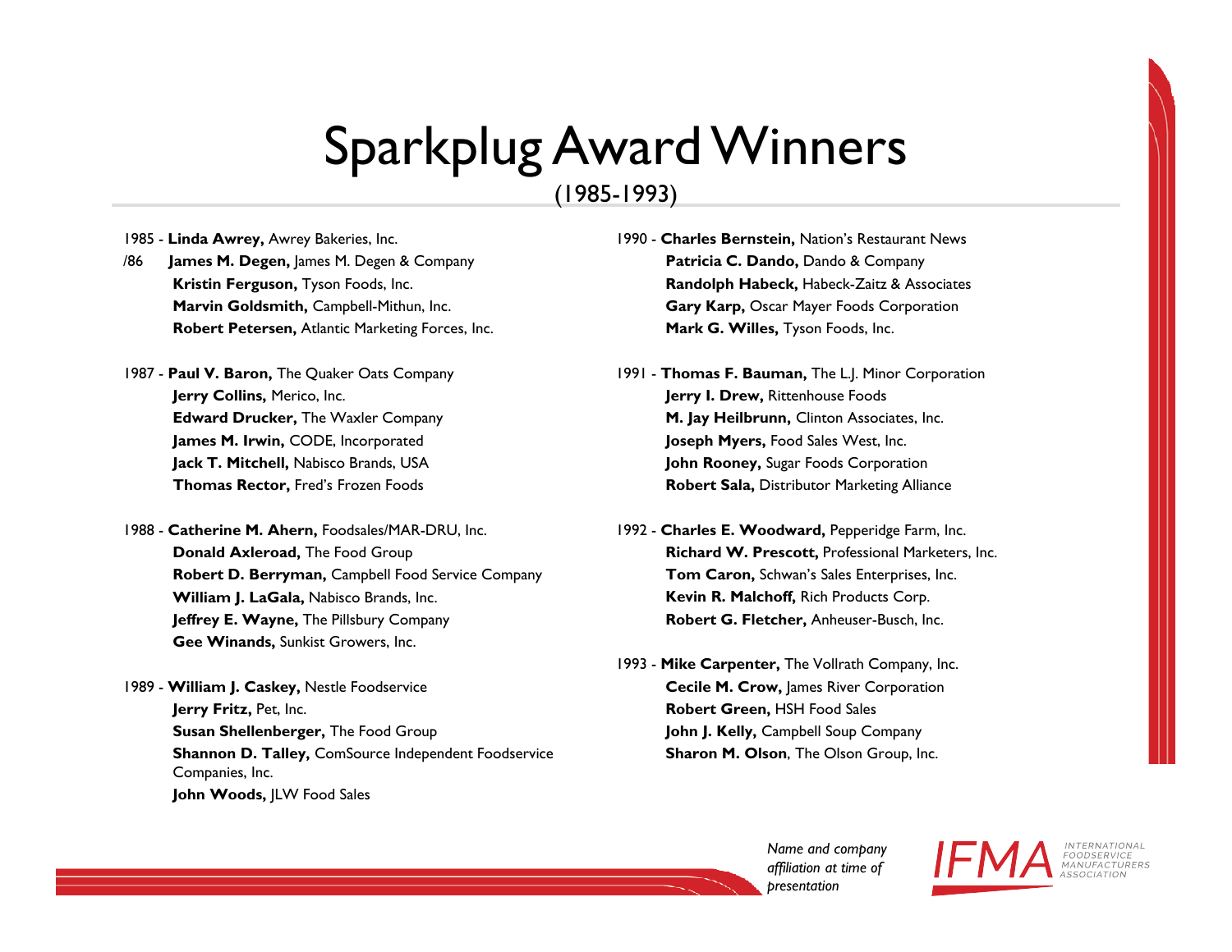# Sparkplug Award Winners

(1985-1993)

1985 - **Linda Awrey,** Awrey Bakeries, Inc.
/86 **James M. Degen,** James M. Degen & Company
**Kristin Ferguson,** Tyson Foods, Inc.
**Marvin Goldsmith,** Campbell-Mithun, Inc.
**Robert Petersen,** Atlantic Marketing Forces, Inc.

1987 - **Paul V. Baron,** The Quaker Oats Company
**Jerry Collins,** Merico, Inc.
**Edward Drucker,** The Waxler Company
**James M. Irwin,** CODE, Incorporated
**Jack T. Mitchell,** Nabisco Brands, USA
**Thomas Rector,** Fred's Frozen Foods

1988 - **Catherine M. Ahern,** Foodsales/MAR-DRU, Inc.
**Donald Axleroad,** The Food Group
**Robert D. Berryman,** Campbell Food Service Company
**William J. LaGala,** Nabisco Brands, Inc.
**Jeffrey E. Wayne,** The Pillsbury Company
**Gee Winands,** Sunkist Growers, Inc.

1989 - **William J. Caskey,** Nestle Foodservice
**Jerry Fritz,** Pet, Inc.
**Susan Shellenberger,** The Food Group
**Shannon D. Talley,** ComSource Independent Foodservice Companies, Inc.
**John Woods,** JLW Food Sales

1990 - **Charles Bernstein,** Nation's Restaurant News
**Patricia C. Dando,** Dando & Company
**Randolph Habeck,** Habeck-Zaitz & Associates
**Gary Karp,** Oscar Mayer Foods Corporation
**Mark G. Willes,** Tyson Foods, Inc.

1991 - **Thomas F. Bauman,** The L.J. Minor Corporation
**Jerry I. Drew,** Rittenhouse Foods
**M. Jay Heilbrunn,** Clinton Associates, Inc.
**Joseph Myers,** Food Sales West, Inc.
**John Rooney,** Sugar Foods Corporation
**Robert Sala,** Distributor Marketing Alliance

1992 - **Charles E. Woodward,** Pepperidge Farm, Inc.
**Richard W. Prescott,** Professional Marketers, Inc.
**Tom Caron,** Schwan's Sales Enterprises, Inc.
**Kevin R. Malchoff,** Rich Products Corp.
**Robert G. Fletcher,** Anheuser-Busch, Inc.

1993 - **Mike Carpenter,** The Vollrath Company, Inc.
**Cecile M. Crow,** James River Corporation
**Robert Green,** HSH Food Sales
**John J. Kelly,** Campbell Soup Company
**Sharon M. Olson**, The Olson Group, Inc.

*Name and company affiliation at time of presentation*

IFMA INTERNATIONAL FOODSERVICE MANUFACTURERS ASSOCIATION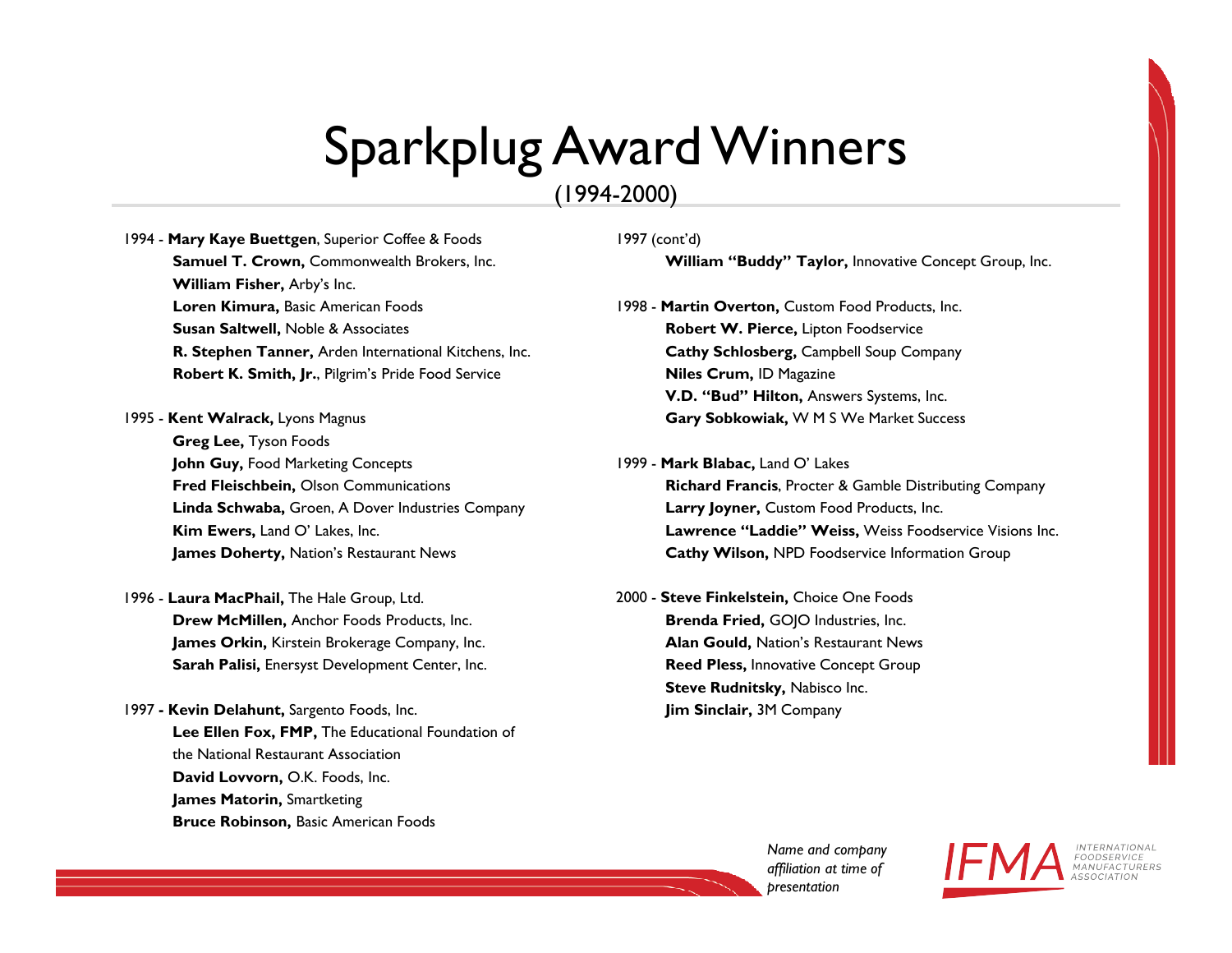# Sparkplug Award Winners

(1994-2000)

1994 - **Mary Kaye Buettgen**, Superior Coffee & Foods
- **Samuel T. Crown,** Commonwealth Brokers, Inc.
- **William Fisher,** Arby's Inc.
- **Loren Kimura,** Basic American Foods
- **Susan Saltwell,** Noble & Associates
- **R. Stephen Tanner,** Arden International Kitchens, Inc.
- **Robert K. Smith, Jr.**, Pilgrim's Pride Food Service

1995 - **Kent Walrack,** Lyons Magnus
- **Greg Lee,** Tyson Foods
- **John Guy,** Food Marketing Concepts
- **Fred Fleischbein,** Olson Communications
- **Linda Schwaba,** Groen, A Dover Industries Company
- **Kim Ewers,** Land O' Lakes, Inc.
- **James Doherty,** Nation's Restaurant News

1996 - **Laura MacPhail,** The Hale Group, Ltd.
- **Drew McMillen,** Anchor Foods Products, Inc.
- **James Orkin,** Kirstein Brokerage Company, Inc.
- **Sarah Palisi,** Enersyst Development Center, Inc.

1997 - **Kevin Delahunt,** Sargento Foods, Inc.
- **Lee Ellen Fox, FMP,** The Educational Foundation of the National Restaurant Association
- **David Lovvorn,** O.K. Foods, Inc.
- **James Matorin,** Smartketing
- **Bruce Robinson,** Basic American Foods

1997 (cont'd)
- **William "Buddy" Taylor,** Innovative Concept Group, Inc.

1998 - **Martin Overton,** Custom Food Products, Inc.
- **Robert W. Pierce,** Lipton Foodservice
- **Cathy Schlosberg,** Campbell Soup Company
- **Niles Crum,** ID Magazine
- **V.D. "Bud" Hilton,** Answers Systems, Inc.
- **Gary Sobkowiak,** W M S We Market Success

1999 - **Mark Blabac,** Land O' Lakes
- **Richard Francis**, Procter & Gamble Distributing Company
- **Larry Joyner,** Custom Food Products, Inc.
- **Lawrence "Laddie" Weiss,** Weiss Foodservice Visions Inc.
- **Cathy Wilson,** NPD Foodservice Information Group

2000 - **Steve Finkelstein,** Choice One Foods
- **Brenda Fried,** GOJO Industries, Inc.
- **Alan Gould,** Nation's Restaurant News
- **Reed Pless,** Innovative Concept Group
- **Steve Rudnitsky,** Nabisco Inc.
- **Jim Sinclair,** 3M Company

*Name and company affiliation at time of presentation*

IFMA INTERNATIONAL FOODSERVICE MANUFACTURERS ASSOCIATION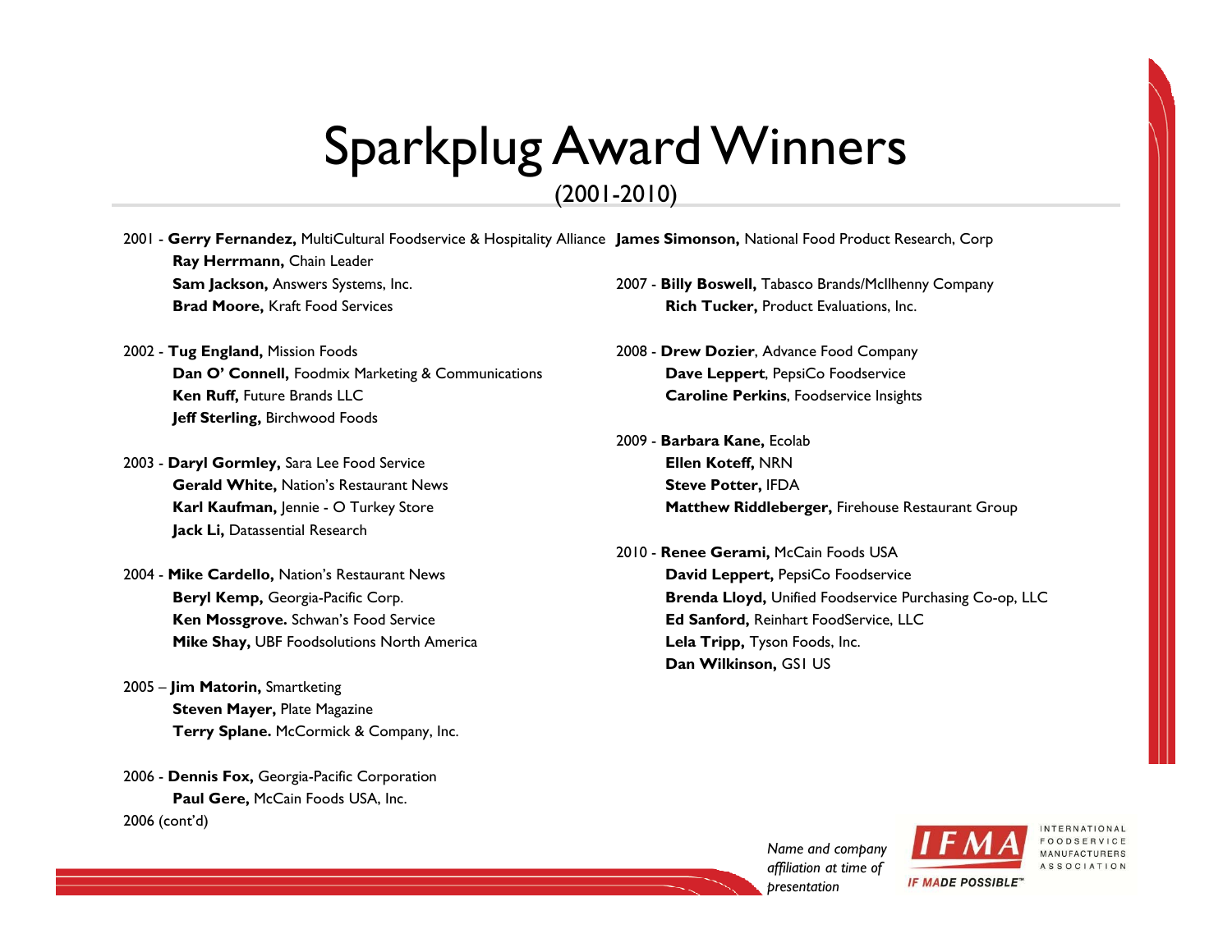# Sparkplug Award Winners

(2001-2010)

2001 - **Gerry Fernandez,** MultiCultural Foodservice & Hospitality Alliance
**Ray Herrmann,** Chain Leader
**Sam Jackson,** Answers Systems, Inc.
**Brad Moore,** Kraft Food Services

2002 - **Tug England,** Mission Foods
**Dan O' Connell,** Foodmix Marketing & Communications
**Ken Ruff,** Future Brands LLC
**Jeff Sterling,** Birchwood Foods

2003 - **Daryl Gormley,** Sara Lee Food Service
**Gerald White,** Nation's Restaurant News
**Karl Kaufman,** Jennie - O Turkey Store
**Jack Li,** Datassential Research

2004 - **Mike Cardello,** Nation's Restaurant News
**Beryl Kemp,** Georgia-Pacific Corp.
**Ken Mossgrove.** Schwan's Food Service
**Mike Shay,** UBF Foodsolutions North America

2005 – **Jim Matorin,** Smartketing
**Steven Mayer,** Plate Magazine
**Terry Splane.** McCormick & Company, Inc.

2006 - **Dennis Fox,** Georgia-Pacific Corporation
**Paul Gere,** McCain Foods USA, Inc.

2006 (cont'd)
**James Simonson,** National Food Product Research, Corp

2007 - **Billy Boswell,** Tabasco Brands/McIlhenny Company
**Rich Tucker,** Product Evaluations, Inc.

2008 - **Drew Dozier**, Advance Food Company
**Dave Leppert**, PepsiCo Foodservice
**Caroline Perkins**, Foodservice Insights

2009 - **Barbara Kane,** Ecolab
**Ellen Koteff,** NRN
**Steve Potter,** IFDA
**Matthew Riddleberger,** Firehouse Restaurant Group

2010 - **Renee Gerami,** McCain Foods USA
**David Leppert,** PepsiCo Foodservice
**Brenda Lloyd,** Unified Foodservice Purchasing Co-op, LLC
**Ed Sanford,** Reinhart FoodService, LLC
**Lela Tripp,** Tyson Foods, Inc.
**Dan Wilkinson,** GS1 US

*Name and company affiliation at time of presentation*

IFMA — International Foodservice Manufacturers Association — IF MADE POSSIBLE™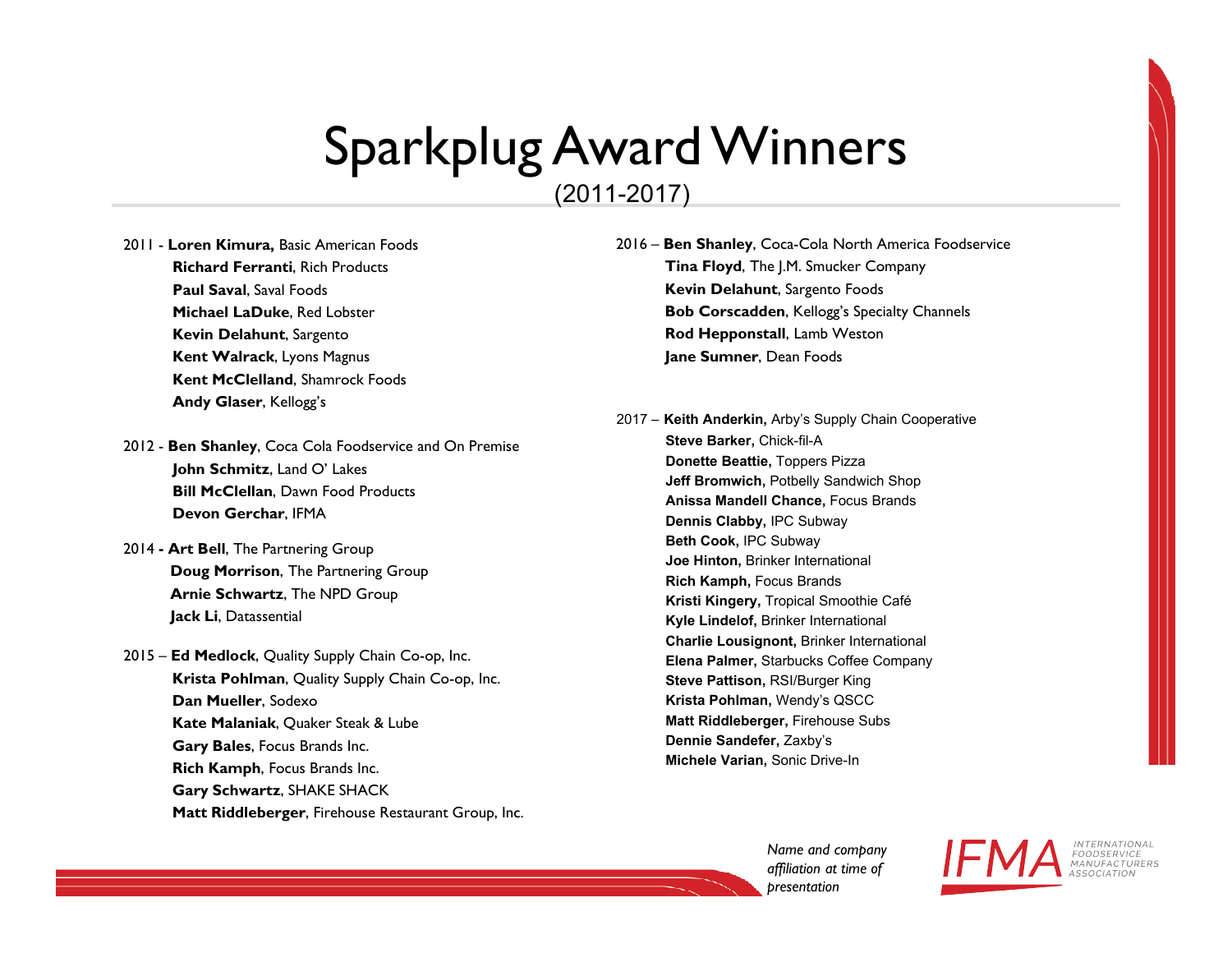# Sparkplug Award Winners

(2011-2017)

2011 - **Loren Kimura,** Basic American Foods
- **Richard Ferranti**, Rich Products
- **Paul Saval**, Saval Foods
- **Michael LaDuke**, Red Lobster
- **Kevin Delahunt**, Sargento
- **Kent Walrack**, Lyons Magnus
- **Kent McClelland**, Shamrock Foods
- **Andy Glaser**, Kellogg's

2012 - **Ben Shanley**, Coca Cola Foodservice and On Premise
- **John Schmitz**, Land O' Lakes
- **Bill McClellan**, Dawn Food Products
- **Devon Gerchar**, IFMA

2014 **- Art Bell**, The Partnering Group
- **Doug Morrison**, The Partnering Group
- **Arnie Schwartz**, The NPD Group
- **Jack Li**, Datassential

2015 – **Ed Medlock**, Quality Supply Chain Co-op, Inc.
- **Krista Pohlman**, Quality Supply Chain Co-op, Inc.
- **Dan Mueller**, Sodexo
- **Kate Malaniak**, Quaker Steak & Lube
- **Gary Bales**, Focus Brands Inc.
- **Rich Kamph**, Focus Brands Inc.
- **Gary Schwartz**, SHAKE SHACK
- **Matt Riddleberger**, Firehouse Restaurant Group, Inc.

2016 – **Ben Shanley**, Coca-Cola North America Foodservice
- **Tina Floyd**, The J.M. Smucker Company
- **Kevin Delahunt**, Sargento Foods
- **Bob Corscadden**, Kellogg's Specialty Channels
- **Rod Hepponstall**, Lamb Weston
- **Jane Sumner**, Dean Foods

2017 – **Keith Anderkin,** Arby's Supply Chain Cooperative
- **Steve Barker,** Chick-fil-A
- **Donette Beattie,** Toppers Pizza
- **Jeff Bromwich,** Potbelly Sandwich Shop
- **Anissa Mandell Chance,** Focus Brands
- **Dennis Clabby,** IPC Subway
- **Beth Cook,** IPC Subway
- **Joe Hinton,** Brinker International
- **Rich Kamph,** Focus Brands
- **Kristi Kingery,** Tropical Smoothie Café
- **Kyle Lindelof,** Brinker International
- **Charlie Lousignont,** Brinker International
- **Elena Palmer,** Starbucks Coffee Company
- **Steve Pattison,** RSI/Burger King
- **Krista Pohlman,** Wendy's QSCC
- **Matt Riddleberger,** Firehouse Subs
- **Dennie Sandefer,** Zaxby's
- **Michele Varian,** Sonic Drive-In

*Name and company affiliation at time of presentation*

IFMA INTERNATIONAL FOODSERVICE MANUFACTURERS ASSOCIATION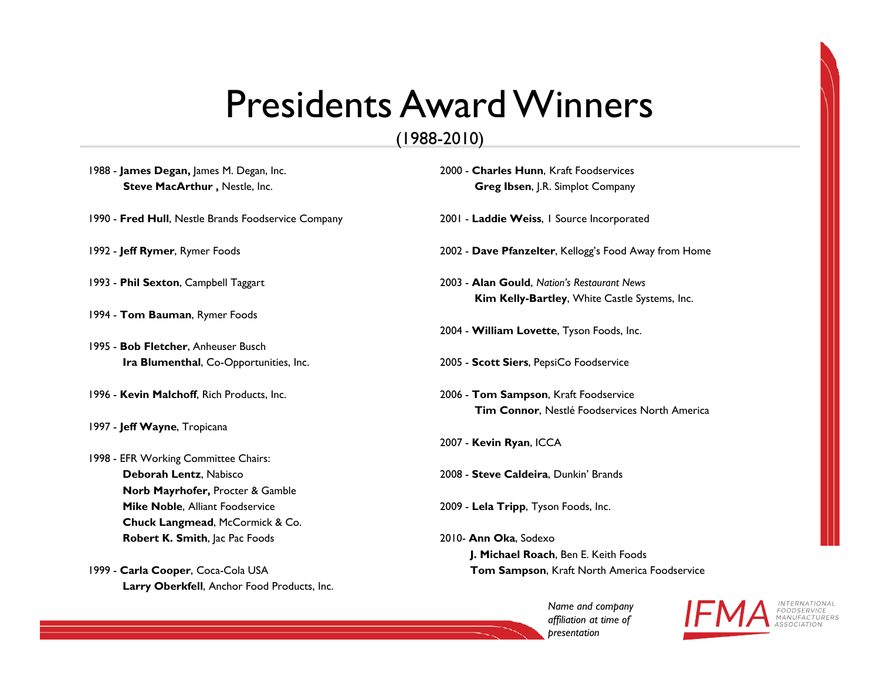# Presidents Award Winners

(1988-2010)

1988 - **James Degan,** James M. Degan, Inc.
**Steve MacArthur ,** Nestle, Inc.

1990 - **Fred Hull**, Nestle Brands Foodservice Company

1992 - **Jeff Rymer**, Rymer Foods

1993 - **Phil Sexton**, Campbell Taggart

1994 - **Tom Bauman**, Rymer Foods

1995 - **Bob Fletcher**, Anheuser Busch
**Ira Blumenthal**, Co-Opportunities, Inc.

1996 - **Kevin Malchoff**, Rich Products, Inc.

1997 - **Jeff Wayne**, Tropicana

1998 - EFR Working Committee Chairs:
**Deborah Lentz**, Nabisco
**Norb Mayrhofer,** Procter & Gamble
**Mike Noble**, Alliant Foodservice
**Chuck Langmead**, McCormick & Co.
**Robert K. Smith**, Jac Pac Foods

1999 - **Carla Cooper**, Coca-Cola USA
**Larry Oberkfell**, Anchor Food Products, Inc.

2000 - **Charles Hunn**, Kraft Foodservices
**Greg Ibsen**, J.R. Simplot Company

2001 - **Laddie Weiss**, 1 Source Incorporated

2002 - **Dave Pfanzelter**, Kellogg's Food Away from Home

2003 - **Alan Gould**, *Nation's Restaurant News*
**Kim Kelly-Bartley**, White Castle Systems, Inc.

2004 - **William Lovette**, Tyson Foods, Inc.

2005 - **Scott Siers**, PepsiCo Foodservice

2006 - **Tom Sampson**, Kraft Foodservice
**Tim Connor**, Nestlé Foodservices North America

2007 - **Kevin Ryan**, ICCA

2008 - **Steve Caldeira**, Dunkin' Brands

2009 - **Lela Tripp**, Tyson Foods, Inc.

2010- **Ann Oka**, Sodexo
**J. Michael Roach**, Ben E. Keith Foods
**Tom Sampson**, Kraft North America Foodservice

*Name and company affiliation at time of presentation*

IFMA INTERNATIONAL FOODSERVICE MANUFACTURERS ASSOCIATION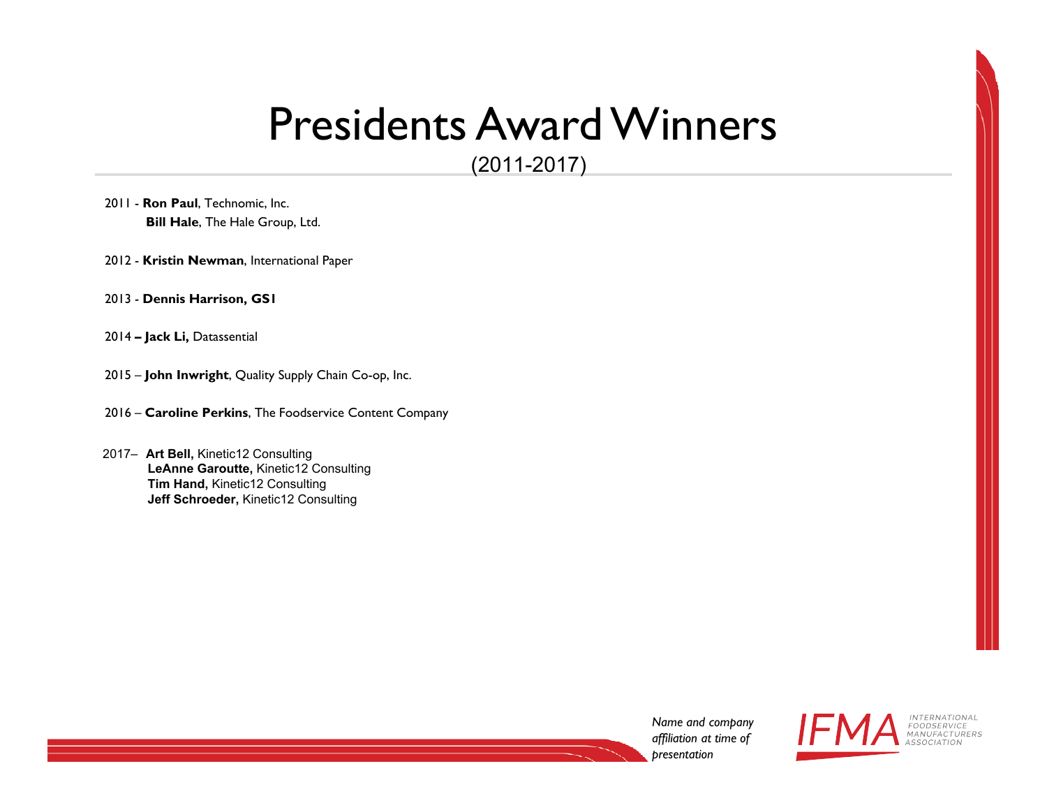# Presidents Award Winners

(2011-2017)

2011 - **Ron Paul**, Technomic, Inc.
**Bill Hale**, The Hale Group, Ltd.

2012 - **Kristin Newman**, International Paper

2013 - **Dennis Harrison, GS1**

2014 **– Jack Li,** Datassential

2015 – **John Inwright**, Quality Supply Chain Co-op, Inc.

2016 – **Caroline Perkins**, The Foodservice Content Company

2017– **Art Bell,** Kinetic12 Consulting
**LeAnne Garoutte,** Kinetic12 Consulting
**Tim Hand,** Kinetic12 Consulting
**Jeff Schroeder,** Kinetic12 Consulting

*Name and company affiliation at time of presentation*

IFMA INTERNATIONAL FOODSERVICE MANUFACTURERS ASSOCIATION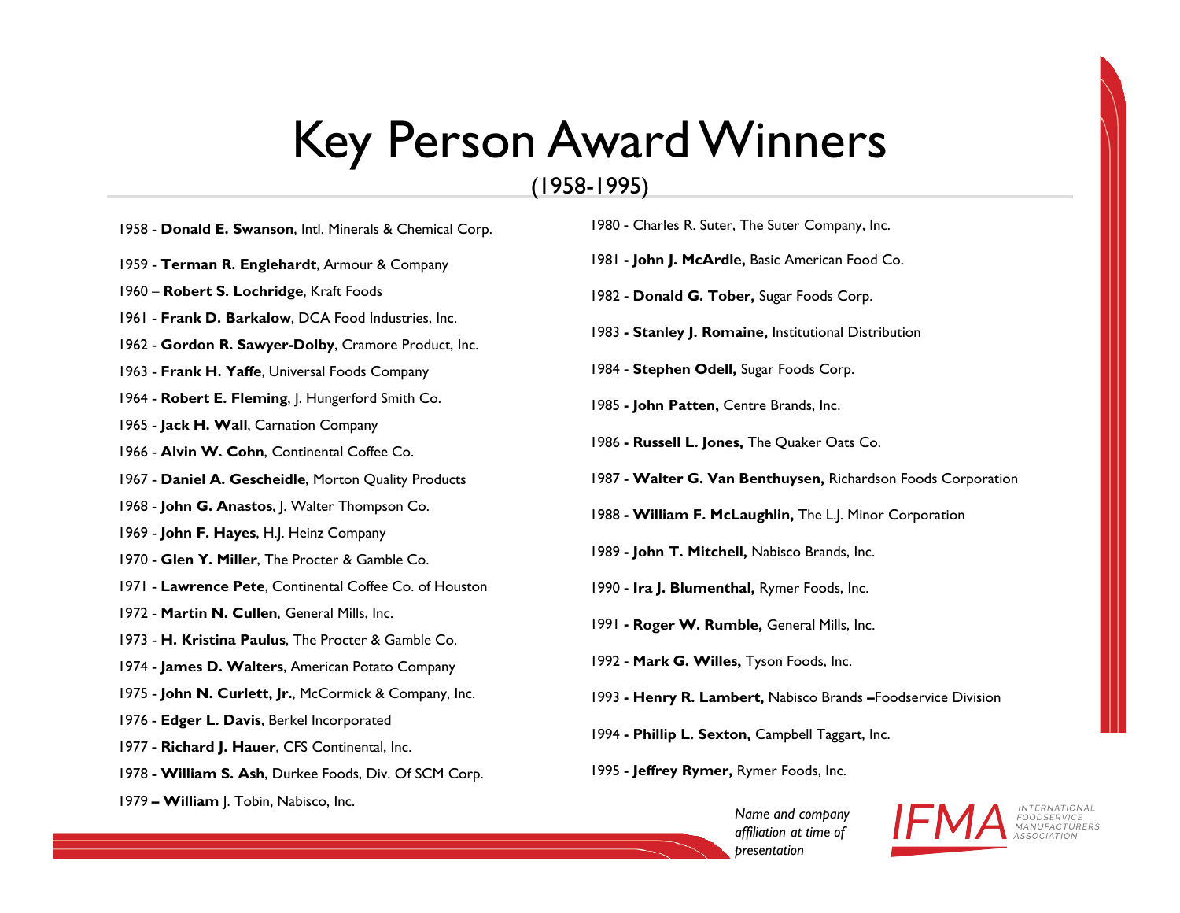# Key Person Award Winners

(1958-1995)

1958 - **Donald E. Swanson**, Intl. Minerals & Chemical Corp.

1959 - **Terman R. Englehardt**, Armour & Company

1960 – **Robert S. Lochridge**, Kraft Foods

1961 - **Frank D. Barkalow**, DCA Food Industries, Inc.

1962 - **Gordon R. Sawyer-Dolby**, Cramore Product, Inc.

1963 - **Frank H. Yaffe**, Universal Foods Company

1964 - **Robert E. Fleming**, J. Hungerford Smith Co.

1965 - **Jack H. Wall**, Carnation Company

1966 - **Alvin W. Cohn**, Continental Coffee Co.

1967 - **Daniel A. Gescheidle**, Morton Quality Products

1968 - **John G. Anastos**, J. Walter Thompson Co.

1969 - **John F. Hayes**, H.J. Heinz Company

1970 - **Glen Y. Miller**, The Procter & Gamble Co.

1971 - **Lawrence Pete**, Continental Coffee Co. of Houston

1972 - **Martin N. Cullen**, General Mills, Inc.

1973 - **H. Kristina Paulus**, The Procter & Gamble Co.

1974 - **James D. Walters**, American Potato Company

1975 - **John N. Curlett, Jr.**, McCormick & Company, Inc.

1976 - **Edger L. Davis**, Berkel Incorporated

1977 **- Richard J. Hauer**, CFS Continental, Inc.

1978 **- William S. Ash**, Durkee Foods, Div. Of SCM Corp.

1979 **– William** J. Tobin, Nabisco, Inc.

1980 **-** Charles R. Suter, The Suter Company, Inc.

1981 **- John J. McArdle,** Basic American Food Co.

1982 **- Donald G. Tober,** Sugar Foods Corp.

1983 **- Stanley J. Romaine,** Institutional Distribution

1984 **- Stephen Odell,** Sugar Foods Corp.

1985 **- John Patten,** Centre Brands, Inc.

1986 **- Russell L. Jones,** The Quaker Oats Co.

1987 **- Walter G. Van Benthuysen,** Richardson Foods Corporation

1988 **- William F. McLaughlin,** The L.J. Minor Corporation

1989 **- John T. Mitchell,** Nabisco Brands, Inc.

1990 **- Ira J. Blumenthal,** Rymer Foods, Inc.

1991 **- Roger W. Rumble,** General Mills, Inc.

1992 **- Mark G. Willes,** Tyson Foods, Inc.

1993 **- Henry R. Lambert,** Nabisco Brands **–**Foodservice Division

1994 **- Phillip L. Sexton,** Campbell Taggart, Inc.

1995 **- Jeffrey Rymer,** Rymer Foods, Inc.

*Name and company affiliation at time of presentation*

IFMA INTERNATIONAL FOODSERVICE MANUFACTURERS ASSOCIATION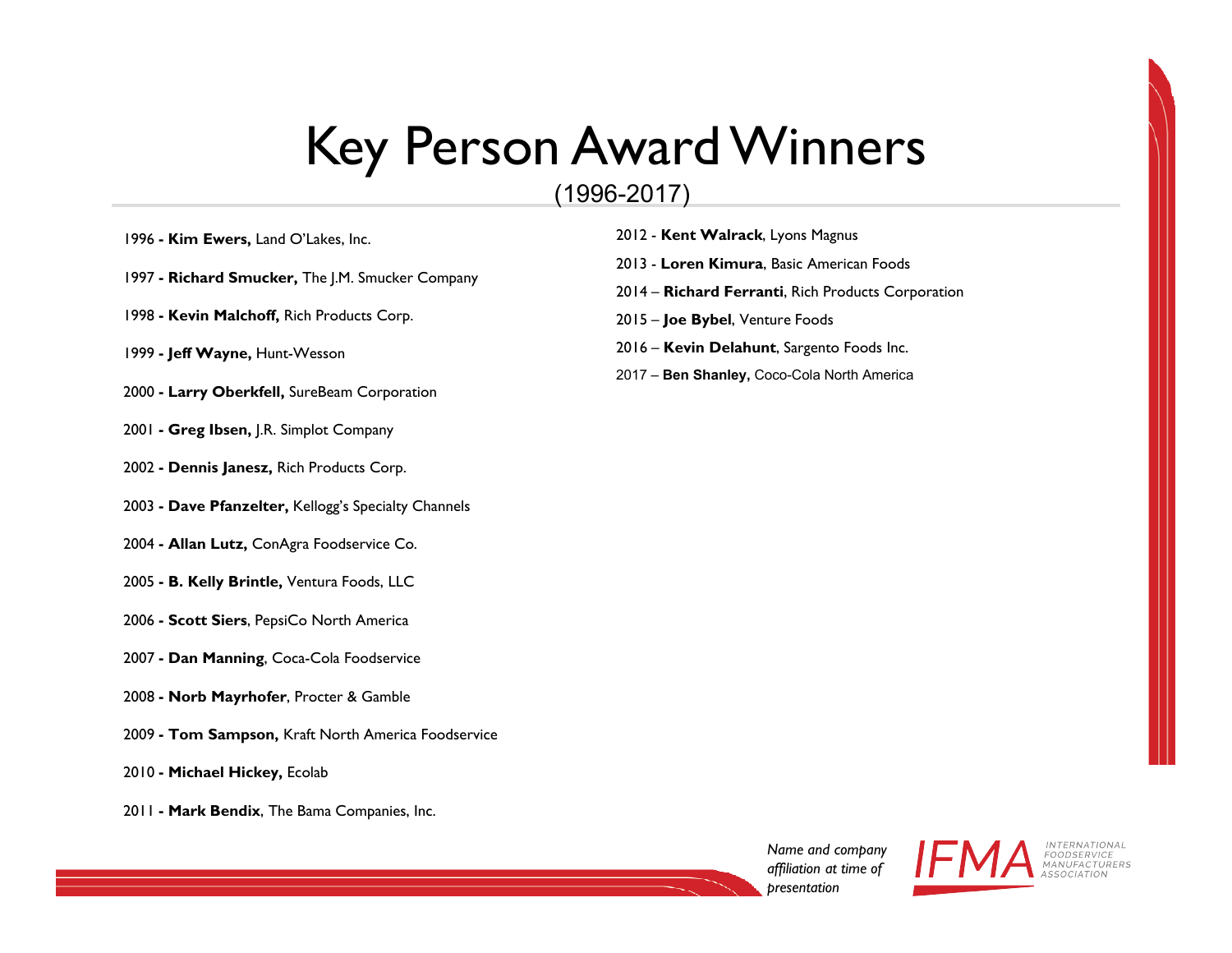# Key Person Award Winners

(1996-2017)

1996 - **Kim Ewers,** Land O'Lakes, Inc.

1997 - **Richard Smucker,** The J.M. Smucker Company

1998 - **Kevin Malchoff,** Rich Products Corp.

1999 - **Jeff Wayne,** Hunt-Wesson

2000 - **Larry Oberkfell,** SureBeam Corporation

2001 - **Greg Ibsen,** J.R. Simplot Company

2002 - **Dennis Janesz,** Rich Products Corp.

2003 - **Dave Pfanzelter,** Kellogg's Specialty Channels

2004 - **Allan Lutz,** ConAgra Foodservice Co.

2005 - **B. Kelly Brintle,** Ventura Foods, LLC

2006 - **Scott Siers**, PepsiCo North America

2007 - **Dan Manning**, Coca-Cola Foodservice

2008 - **Norb Mayrhofer**, Procter & Gamble

2009 - **Tom Sampson,** Kraft North America Foodservice

2010 - **Michael Hickey,** Ecolab

2011 - **Mark Bendix**, The Bama Companies, Inc.

2012 - **Kent Walrack**, Lyons Magnus

2013 - **Loren Kimura**, Basic American Foods

2014 – **Richard Ferranti**, Rich Products Corporation

2015 – **Joe Bybel**, Venture Foods

2016 – **Kevin Delahunt**, Sargento Foods Inc.

2017 – **Ben Shanley,** Coco-Cola North America

*Name and company affiliation at time of presentation*

IFMA INTERNATIONAL FOODSERVICE MANUFACTURERS ASSOCIATION